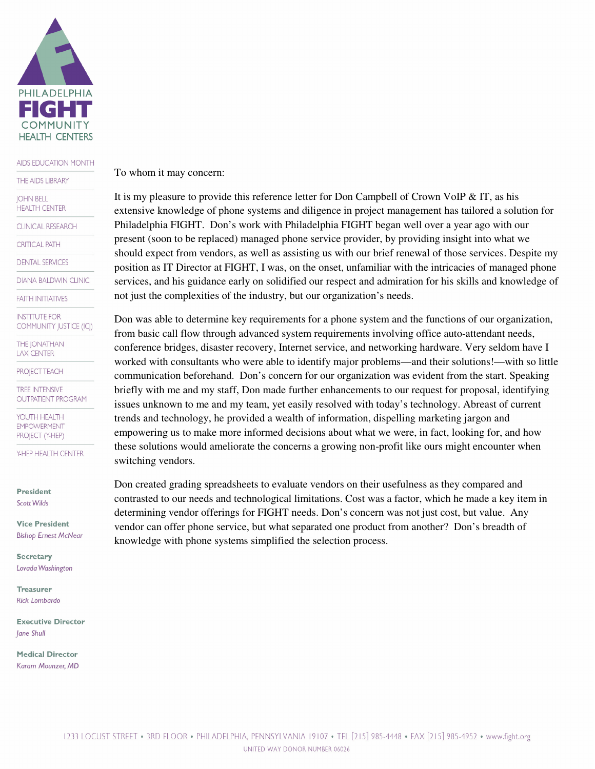PHILADELPHIA
**FIGHT**
COMMUNITY
HEALTH CENTERS

AIDS EDUCATION MONTH
THE AIDS LIBRARY
JOHN BELL HEALTH CENTER
CLINICAL RESEARCH
CRITICAL PATH
DENTAL SERVICES
DIANA BALDWIN CLINIC
FAITH INITIATIVES
INSTITUTE FOR COMMUNITY JUSTICE (ICJ)
THE JONATHAN LAX CENTER
PROJECT TEACH
TREE INTENSIVE OUTPATIENT PROGRAM
YOUTH HEALTH EMPOWERMENT PROJECT (Y-HEP)
Y-HEP HEALTH CENTER

**President**
*Scott Wilds*

**Vice President**
*Bishop Ernest McNear*

**Secretary**
*Lovada Washington*

**Treasurer**
*Rick Lombardo*

**Executive Director**
*Jane Shull*

**Medical Director**
*Karam Mounzer, MD*

To whom it may concern:

It is my pleasure to provide this reference letter for Don Campbell of Crown VoIP & IT, as his extensive knowledge of phone systems and diligence in project management has tailored a solution for Philadelphia FIGHT. Don's work with Philadelphia FIGHT began well over a year ago with our present (soon to be replaced) managed phone service provider, by providing insight into what we should expect from vendors, as well as assisting us with our brief renewal of those services. Despite my position as IT Director at FIGHT, I was, on the onset, unfamiliar with the intricacies of managed phone services, and his guidance early on solidified our respect and admiration for his skills and knowledge of not just the complexities of the industry, but our organization's needs.

Don was able to determine key requirements for a phone system and the functions of our organization, from basic call flow through advanced system requirements involving office auto-attendant needs, conference bridges, disaster recovery, Internet service, and networking hardware. Very seldom have I worked with consultants who were able to identify major problems—and their solutions!—with so little communication beforehand. Don's concern for our organization was evident from the start. Speaking briefly with me and my staff, Don made further enhancements to our request for proposal, identifying issues unknown to me and my team, yet easily resolved with today's technology. Abreast of current trends and technology, he provided a wealth of information, dispelling marketing jargon and empowering us to make more informed decisions about what we were, in fact, looking for, and how these solutions would ameliorate the concerns a growing non-profit like ours might encounter when switching vendors.

Don created grading spreadsheets to evaluate vendors on their usefulness as they compared and contrasted to our needs and technological limitations. Cost was a factor, which he made a key item in determining vendor offerings for FIGHT needs. Don's concern was not just cost, but value. Any vendor can offer phone service, but what separated one product from another? Don's breadth of knowledge with phone systems simplified the selection process.

1233 LOCUST STREET • 3RD FLOOR • PHILADELPHIA, PENNSYLVANIA 19107 • TEL [215] 985-4448 • FAX [215] 985-4952 • www.fight.org
UNITED WAY DONOR NUMBER 06026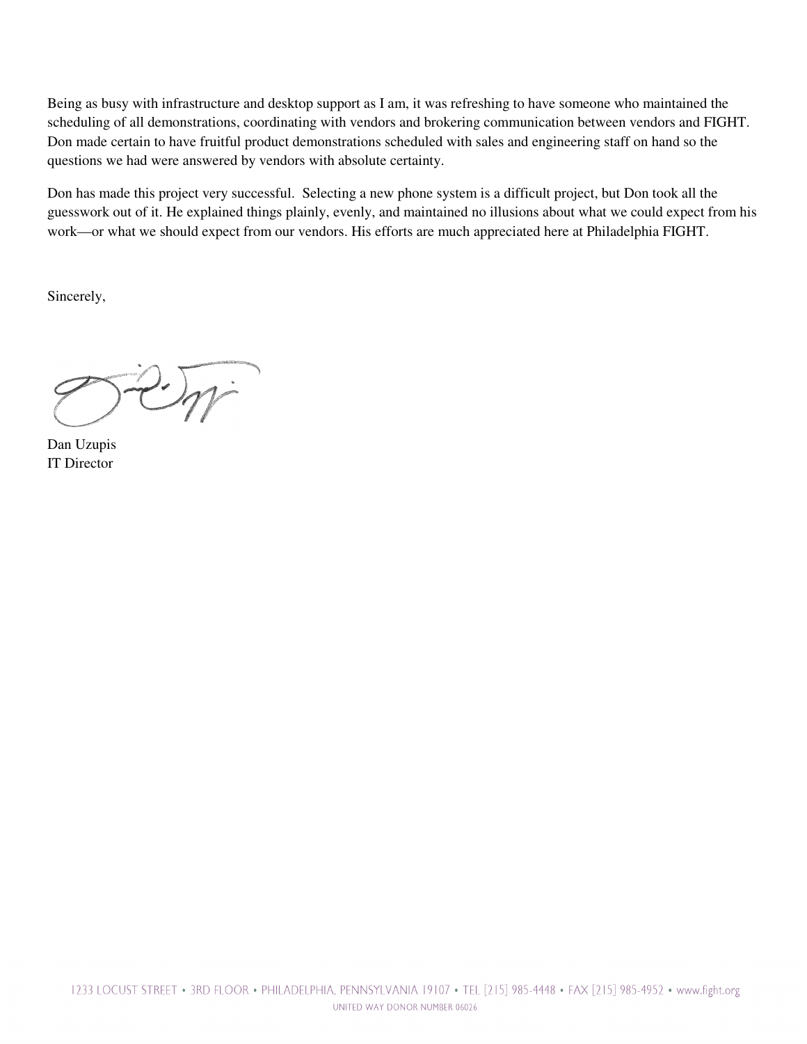Being as busy with infrastructure and desktop support as I am, it was refreshing to have someone who maintained the scheduling of all demonstrations, coordinating with vendors and brokering communication between vendors and FIGHT. Don made certain to have fruitful product demonstrations scheduled with sales and engineering staff on hand so the questions we had were answered by vendors with absolute certainty.

Don has made this project very successful. Selecting a new phone system is a difficult project, but Don took all the guesswork out of it. He explained things plainly, evenly, and maintained no illusions about what we could expect from his work—or what we should expect from our vendors. His efforts are much appreciated here at Philadelphia FIGHT.

Sincerely,

Dan Uzupis
IT Director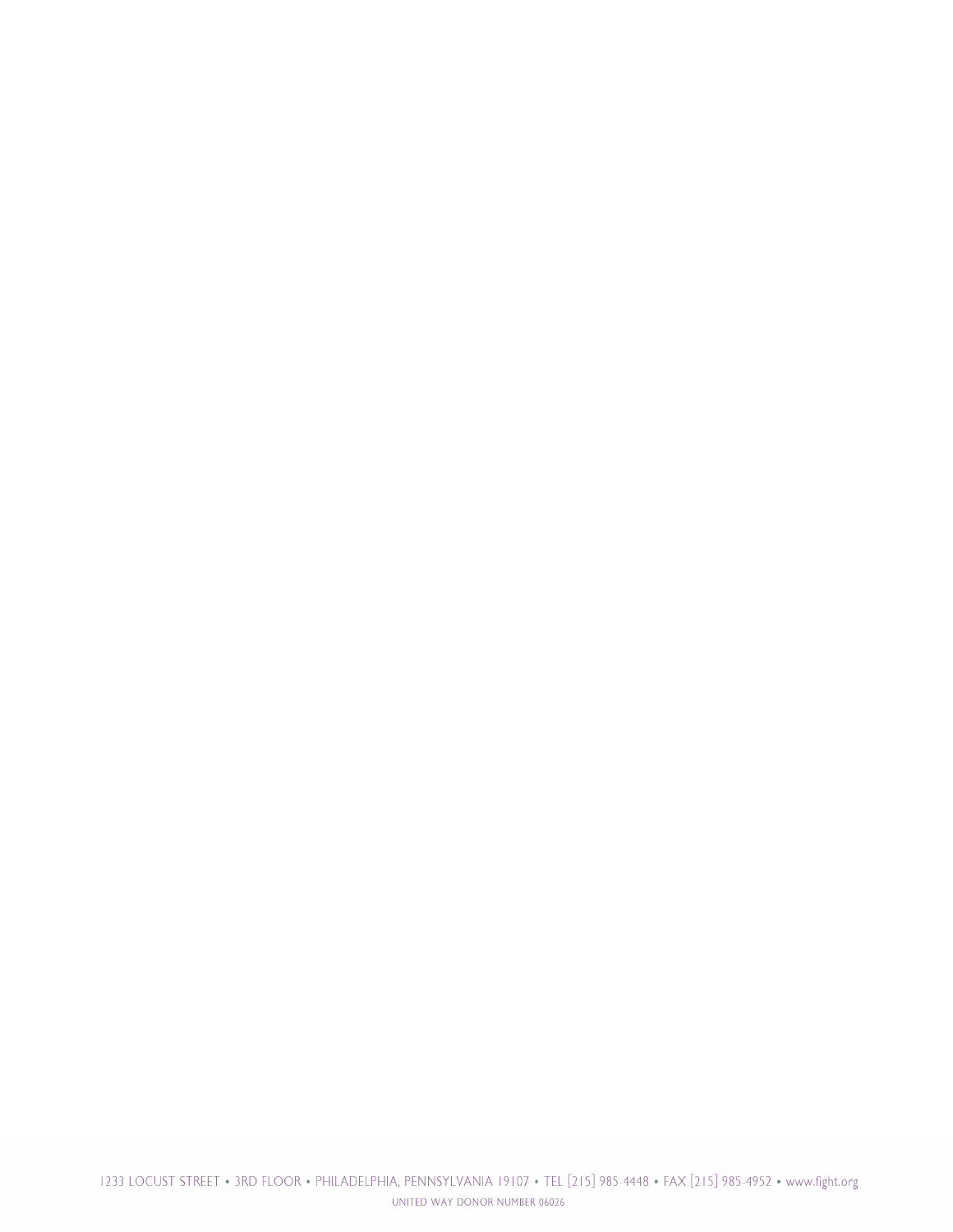1233 LOCUST STREET • 3RD FLOOR • PHILADELPHIA, PENNSYLVANIA 19107 • TEL [215] 985-4448 • FAX [215] 985-4952 • www.fight.org

UNITED WAY DONOR NUMBER 06026